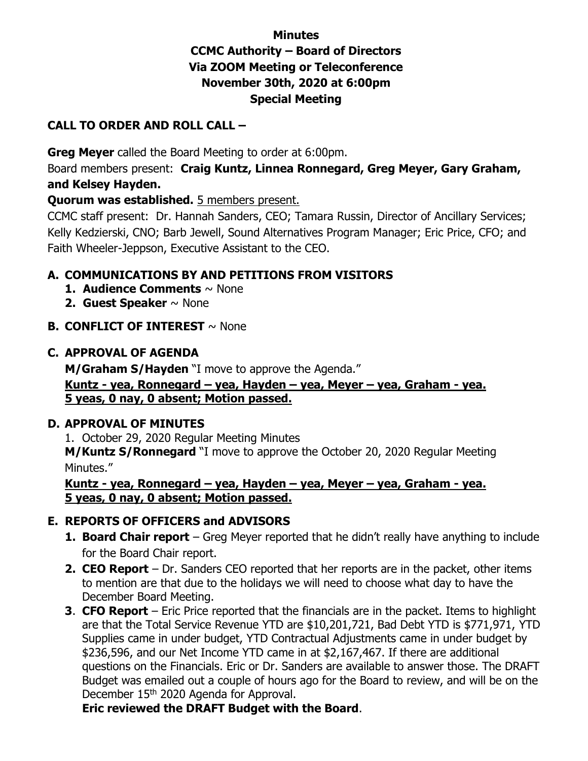**Minutes**
**CCMC Authority – Board of Directors**
**Via ZOOM Meeting or Teleconference**
**November 30th, 2020 at 6:00pm**
**Special Meeting**

**CALL TO ORDER AND ROLL CALL –**

**Greg Meyer** called the Board Meeting to order at 6:00pm.

Board members present: **Craig Kuntz, Linnea Ronnegard, Greg Meyer, Gary Graham, and Kelsey Hayden.**

**Quorum was established.** 5 members present.

CCMC staff present: Dr. Hannah Sanders, CEO; Tamara Russin, Director of Ancillary Services; Kelly Kedzierski, CNO; Barb Jewell, Sound Alternatives Program Manager; Eric Price, CFO; and Faith Wheeler-Jeppson, Executive Assistant to the CEO.

**A. COMMUNICATIONS BY AND PETITIONS FROM VISITORS**

1. **Audience Comments** ~ None
2. **Guest Speaker** ~ None

**B. CONFLICT OF INTEREST** ~ None

**C. APPROVAL OF AGENDA**

**M/Graham S/Hayden** "I move to approve the Agenda."
**Kuntz - yea, Ronnegard – yea, Hayden – yea, Meyer – yea, Graham - yea.**
**5 yeas, 0 nay, 0 absent; Motion passed.**

**D. APPROVAL OF MINUTES**

1. October 29, 2020 Regular Meeting Minutes

**M/Kuntz S/Ronnegard** "I move to approve the October 20, 2020 Regular Meeting Minutes."

**Kuntz - yea, Ronnegard – yea, Hayden – yea, Meyer – yea, Graham - yea.**
**5 yeas, 0 nay, 0 absent; Motion passed.**

**E. REPORTS OF OFFICERS and ADVISORS**

1. **Board Chair report** – Greg Meyer reported that he didn't really have anything to include for the Board Chair report.
2. **CEO Report** – Dr. Sanders CEO reported that her reports are in the packet, other items to mention are that due to the holidays we will need to choose what day to have the December Board Meeting.
3. **CFO Report** – Eric Price reported that the financials are in the packet. Items to highlight are that the Total Service Revenue YTD are $10,201,721, Bad Debt YTD is $771,971, YTD Supplies came in under budget, YTD Contractual Adjustments came in under budget by $236,596, and our Net Income YTD came in at $2,167,467. If there are additional questions on the Financials. Eric or Dr. Sanders are available to answer those. The DRAFT Budget was emailed out a couple of hours ago for the Board to review, and will be on the December 15th 2020 Agenda for Approval.

   **Eric reviewed the DRAFT Budget with the Board**.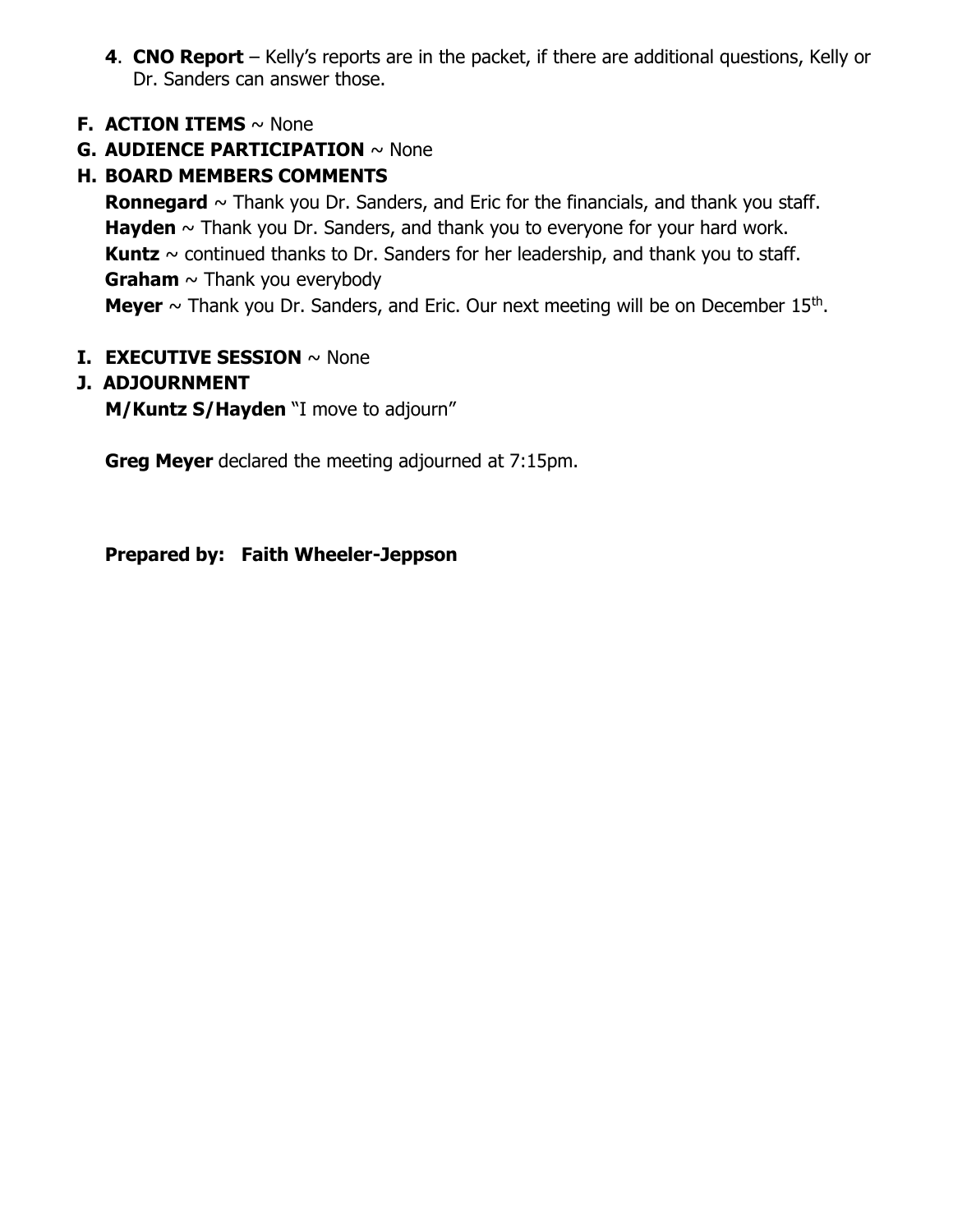4. **CNO Report** – Kelly's reports are in the packet, if there are additional questions, Kelly or Dr. Sanders can answer those.

**F. ACTION ITEMS** ~ None

**G. AUDIENCE PARTICIPATION** ~ None

**H. BOARD MEMBERS COMMENTS**

**Ronnegard** ~ Thank you Dr. Sanders, and Eric for the financials, and thank you staff.
**Hayden** ~ Thank you Dr. Sanders, and thank you to everyone for your hard work.
**Kuntz** ~ continued thanks to Dr. Sanders for her leadership, and thank you to staff.
**Graham** ~ Thank you everybody
**Meyer** ~ Thank you Dr. Sanders, and Eric. Our next meeting will be on December 15th.

**I. EXECUTIVE SESSION** ~ None

**J. ADJOURNMENT**

**M/Kuntz S/Hayden** "I move to adjourn"

**Greg Meyer** declared the meeting adjourned at 7:15pm.

**Prepared by: Faith Wheeler-Jeppson**